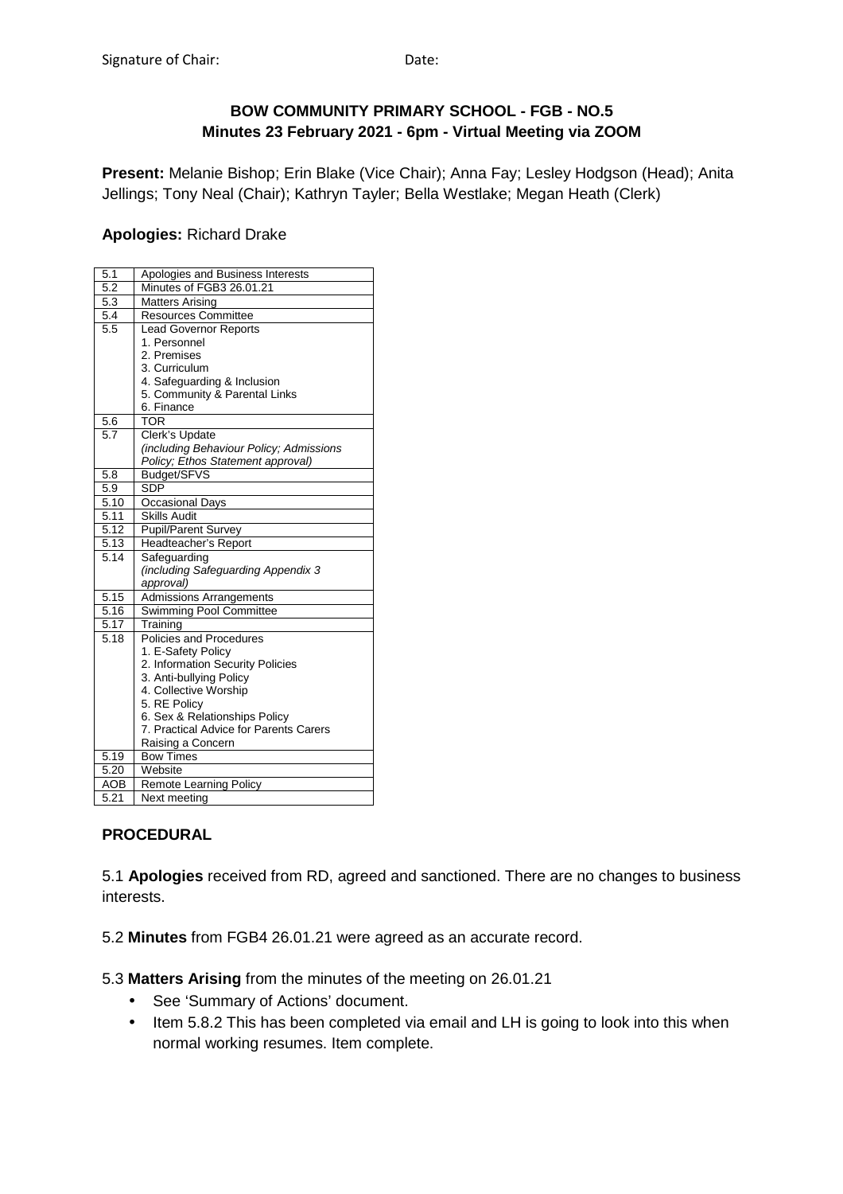Signature of Chair: Date:

# BOW COMMUNITY PRIMARY SCHOOL - FGB - NO.5
## Minutes 23 February 2021 - 6pm - Virtual Meeting via ZOOM

**Present:** Melanie Bishop; Erin Blake (Vice Chair); Anna Fay; Lesley Hodgson (Head); Anita Jellings; Tony Neal (Chair); Kathryn Tayler; Bella Westlake; Megan Heath (Clerk)

**Apologies:** Richard Drake

| | |
|---|---|
| 5.1 | Apologies and Business Interests |
| 5.2 | Minutes of FGB3 26.01.21 |
| 5.3 | Matters Arising |
| 5.4 | Resources Committee |
| 5.5 | Lead Governor Reports<br>1. Personnel<br>2. Premises<br>3. Curriculum<br>4. Safeguarding & Inclusion<br>5. Community & Parental Links<br>6. Finance |
| 5.6 | TOR |
| 5.7 | Clerk's Update<br>*(including Behaviour Policy; Admissions Policy; Ethos Statement approval)* |
| 5.8 | Budget/SFVS |
| 5.9 | SDP |
| 5.10 | Occasional Days |
| 5.11 | Skills Audit |
| 5.12 | Pupil/Parent Survey |
| 5.13 | Headteacher's Report |
| 5.14 | Safeguarding<br>*(including Safeguarding Appendix 3 approval)* |
| 5.15 | Admissions Arrangements |
| 5.16 | Swimming Pool Committee |
| 5.17 | Training |
| 5.18 | Policies and Procedures<br>1. E-Safety Policy<br>2. Information Security Policies<br>3. Anti-bullying Policy<br>4. Collective Worship<br>5. RE Policy<br>6. Sex & Relationships Policy<br>7. Practical Advice for Parents Carers Raising a Concern |
| 5.19 | Bow Times |
| 5.20 | Website |
| AOB | Remote Learning Policy |
| 5.21 | Next meeting |

### PROCEDURAL

5.1 **Apologies** received from RD, agreed and sanctioned. There are no changes to business interests.

5.2 **Minutes** from FGB4 26.01.21 were agreed as an accurate record.

5.3 **Matters Arising** from the minutes of the meeting on 26.01.21

- See 'Summary of Actions' document.
- Item 5.8.2 This has been completed via email and LH is going to look into this when normal working resumes. Item complete.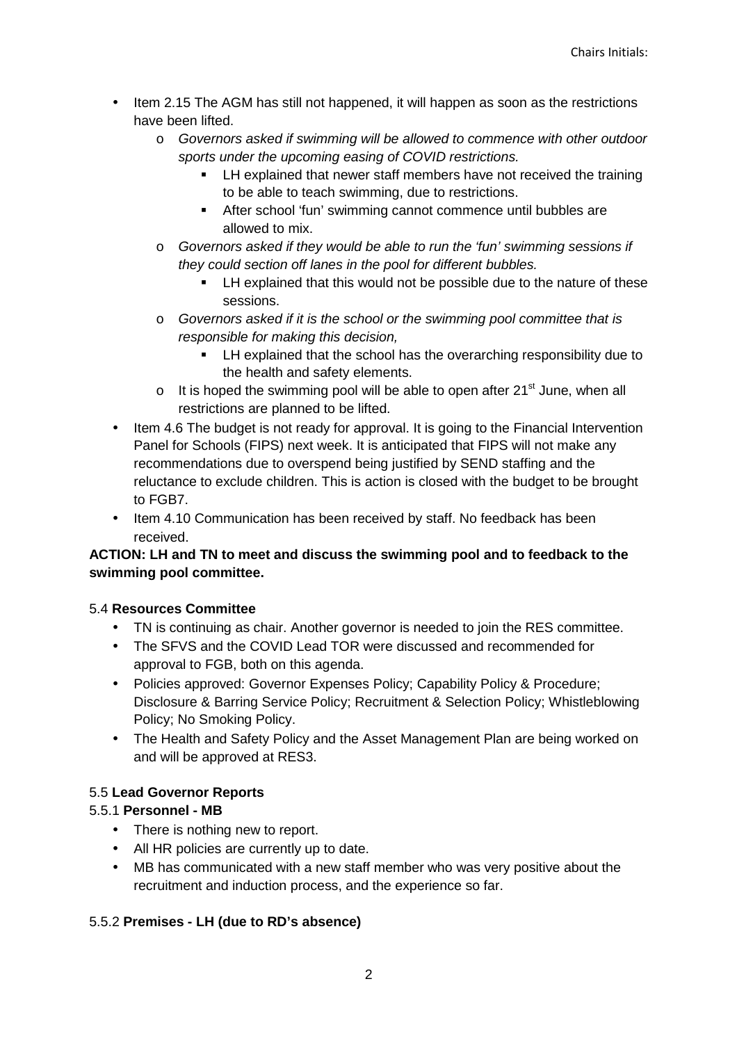- Item 2.15 The AGM has still not happened, it will happen as soon as the restrictions have been lifted.
  - *Governors asked if swimming will be allowed to commence with other outdoor sports under the upcoming easing of COVID restrictions.*
    - LH explained that newer staff members have not received the training to be able to teach swimming, due to restrictions.
    - After school 'fun' swimming cannot commence until bubbles are allowed to mix.
  - *Governors asked if they would be able to run the 'fun' swimming sessions if they could section off lanes in the pool for different bubbles.*
    - LH explained that this would not be possible due to the nature of these sessions.
  - *Governors asked if it is the school or the swimming pool committee that is responsible for making this decision,*
    - LH explained that the school has the overarching responsibility due to the health and safety elements.
  - It is hoped the swimming pool will be able to open after 21st June, when all restrictions are planned to be lifted.
- Item 4.6 The budget is not ready for approval. It is going to the Financial Intervention Panel for Schools (FIPS) next week. It is anticipated that FIPS will not make any recommendations due to overspend being justified by SEND staffing and the reluctance to exclude children. This is action is closed with the budget to be brought to FGB7.
- Item 4.10 Communication has been received by staff. No feedback has been received.

**ACTION: LH and TN to meet and discuss the swimming pool and to feedback to the swimming pool committee.**

5.4 **Resources Committee**

- TN is continuing as chair. Another governor is needed to join the RES committee.
- The SFVS and the COVID Lead TOR were discussed and recommended for approval to FGB, both on this agenda.
- Policies approved: Governor Expenses Policy; Capability Policy & Procedure; Disclosure & Barring Service Policy; Recruitment & Selection Policy; Whistleblowing Policy; No Smoking Policy.
- The Health and Safety Policy and the Asset Management Plan are being worked on and will be approved at RES3.

5.5 **Lead Governor Reports**

5.5.1 **Personnel - MB**

- There is nothing new to report.
- All HR policies are currently up to date.
- MB has communicated with a new staff member who was very positive about the recruitment and induction process, and the experience so far.

5.5.2 **Premises - LH (due to RD's absence)**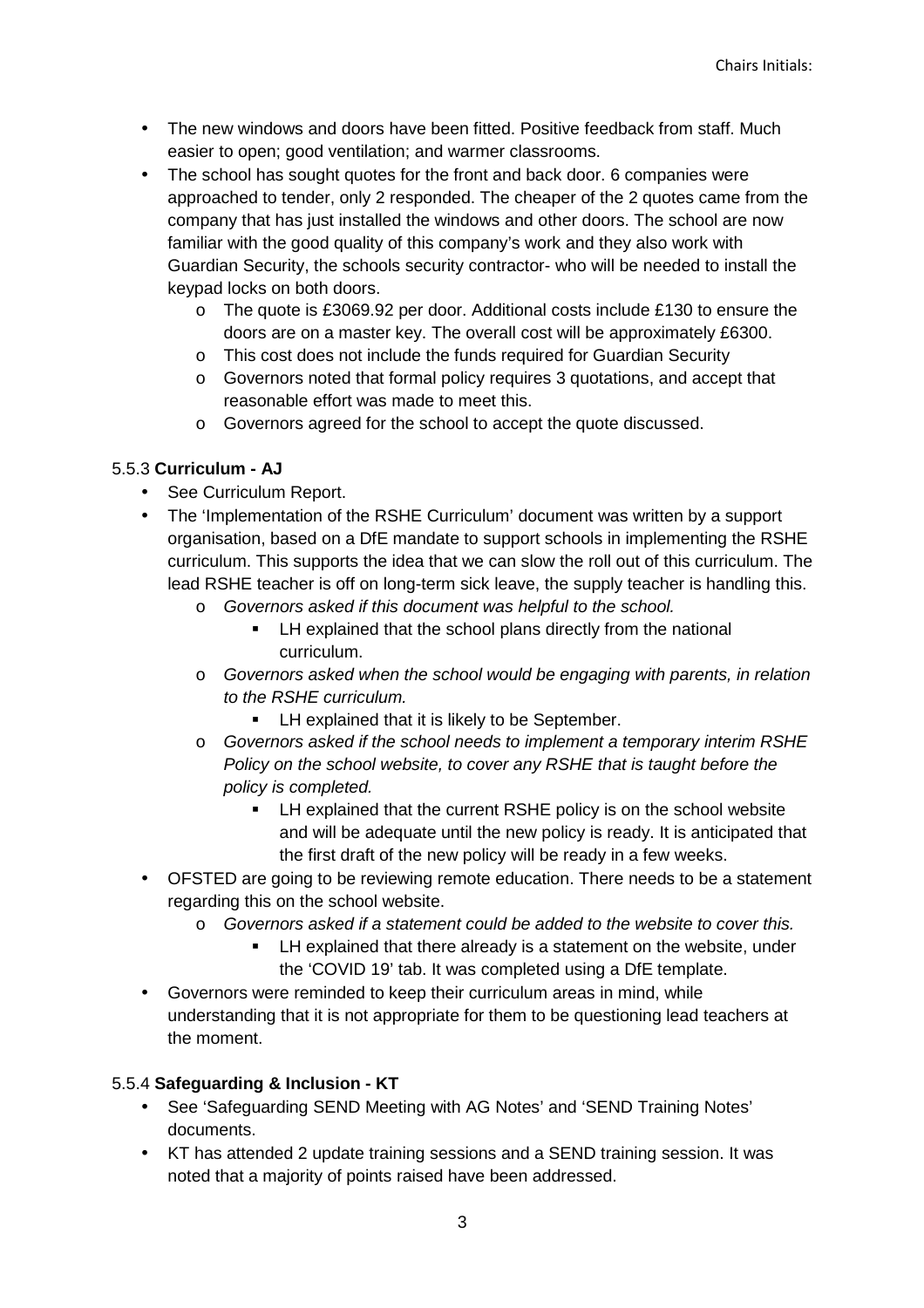- The new windows and doors have been fitted. Positive feedback from staff. Much easier to open; good ventilation; and warmer classrooms.
- The school has sought quotes for the front and back door. 6 companies were approached to tender, only 2 responded. The cheaper of the 2 quotes came from the company that has just installed the windows and other doors. The school are now familiar with the good quality of this company's work and they also work with Guardian Security, the schools security contractor- who will be needed to install the keypad locks on both doors.
  - The quote is £3069.92 per door. Additional costs include £130 to ensure the doors are on a master key. The overall cost will be approximately £6300.
  - This cost does not include the funds required for Guardian Security
  - Governors noted that formal policy requires 3 quotations, and accept that reasonable effort was made to meet this.
  - Governors agreed for the school to accept the quote discussed.

5.5.3 **Curriculum - AJ**

- See Curriculum Report.
- The 'Implementation of the RSHE Curriculum' document was written by a support organisation, based on a DfE mandate to support schools in implementing the RSHE curriculum. This supports the idea that we can slow the roll out of this curriculum. The lead RSHE teacher is off on long-term sick leave, the supply teacher is handling this.
  - *Governors asked if this document was helpful to the school.*
    - LH explained that the school plans directly from the national curriculum.
  - *Governors asked when the school would be engaging with parents, in relation to the RSHE curriculum.*
    - LH explained that it is likely to be September.
  - *Governors asked if the school needs to implement a temporary interim RSHE Policy on the school website, to cover any RSHE that is taught before the policy is completed.*
    - LH explained that the current RSHE policy is on the school website and will be adequate until the new policy is ready. It is anticipated that the first draft of the new policy will be ready in a few weeks.
- OFSTED are going to be reviewing remote education. There needs to be a statement regarding this on the school website.
  - *Governors asked if a statement could be added to the website to cover this.*
    - LH explained that there already is a statement on the website, under the 'COVID 19' tab. It was completed using a DfE template.
- Governors were reminded to keep their curriculum areas in mind, while understanding that it is not appropriate for them to be questioning lead teachers at the moment.

5.5.4 **Safeguarding & Inclusion - KT**

- See 'Safeguarding SEND Meeting with AG Notes' and 'SEND Training Notes' documents.
- KT has attended 2 update training sessions and a SEND training session. It was noted that a majority of points raised have been addressed.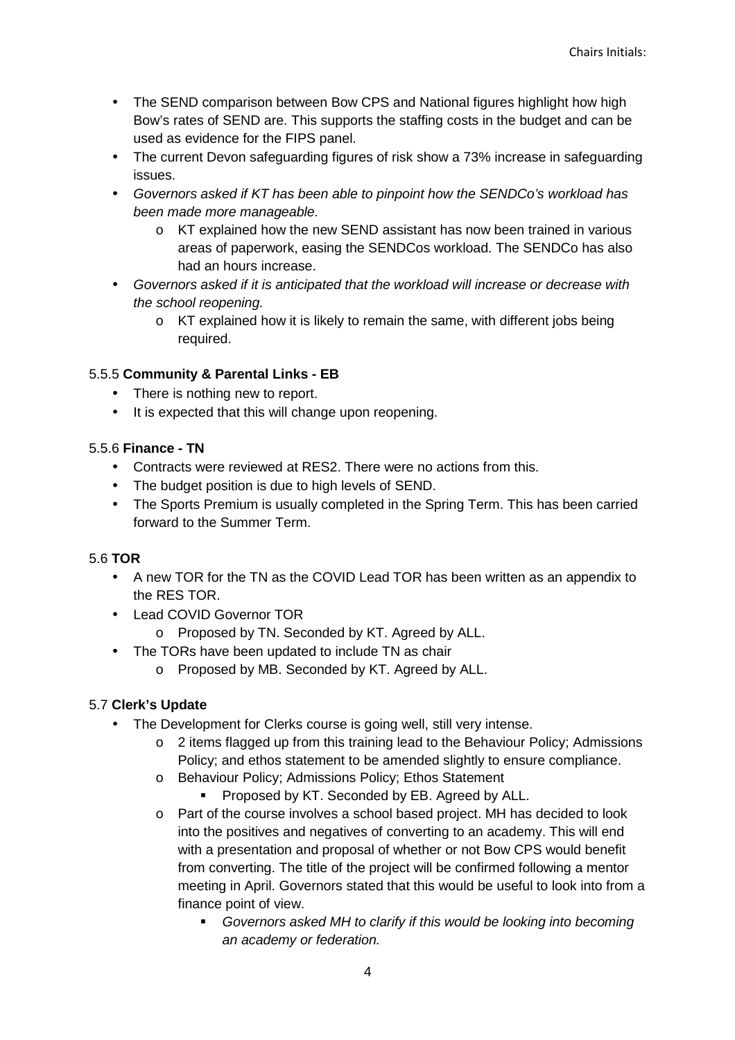- The SEND comparison between Bow CPS and National figures highlight how high Bow's rates of SEND are. This supports the staffing costs in the budget and can be used as evidence for the FIPS panel.
- The current Devon safeguarding figures of risk show a 73% increase in safeguarding issues.
- *Governors asked if KT has been able to pinpoint how the SENDCo's workload has been made more manageable.*
  - KT explained how the new SEND assistant has now been trained in various areas of paperwork, easing the SENDCos workload. The SENDCo has also had an hours increase.
- *Governors asked if it is anticipated that the workload will increase or decrease with the school reopening.*
  - KT explained how it is likely to remain the same, with different jobs being required.

5.5.5 **Community & Parental Links - EB**

- There is nothing new to report.
- It is expected that this will change upon reopening.

5.5.6 **Finance - TN**

- Contracts were reviewed at RES2. There were no actions from this.
- The budget position is due to high levels of SEND.
- The Sports Premium is usually completed in the Spring Term. This has been carried forward to the Summer Term.

5.6 **TOR**

- A new TOR for the TN as the COVID Lead TOR has been written as an appendix to the RES TOR.
- Lead COVID Governor TOR
  - Proposed by TN. Seconded by KT. Agreed by ALL.
- The TORs have been updated to include TN as chair
  - Proposed by MB. Seconded by KT. Agreed by ALL.

5.7 **Clerk's Update**

- The Development for Clerks course is going well, still very intense.
  - 2 items flagged up from this training lead to the Behaviour Policy; Admissions Policy; and ethos statement to be amended slightly to ensure compliance.
  - Behaviour Policy; Admissions Policy; Ethos Statement
    - Proposed by KT. Seconded by EB. Agreed by ALL.
  - Part of the course involves a school based project. MH has decided to look into the positives and negatives of converting to an academy. This will end with a presentation and proposal of whether or not Bow CPS would benefit from converting. The title of the project will be confirmed following a mentor meeting in April. Governors stated that this would be useful to look into from a finance point of view.
    - *Governors asked MH to clarify if this would be looking into becoming an academy or federation.*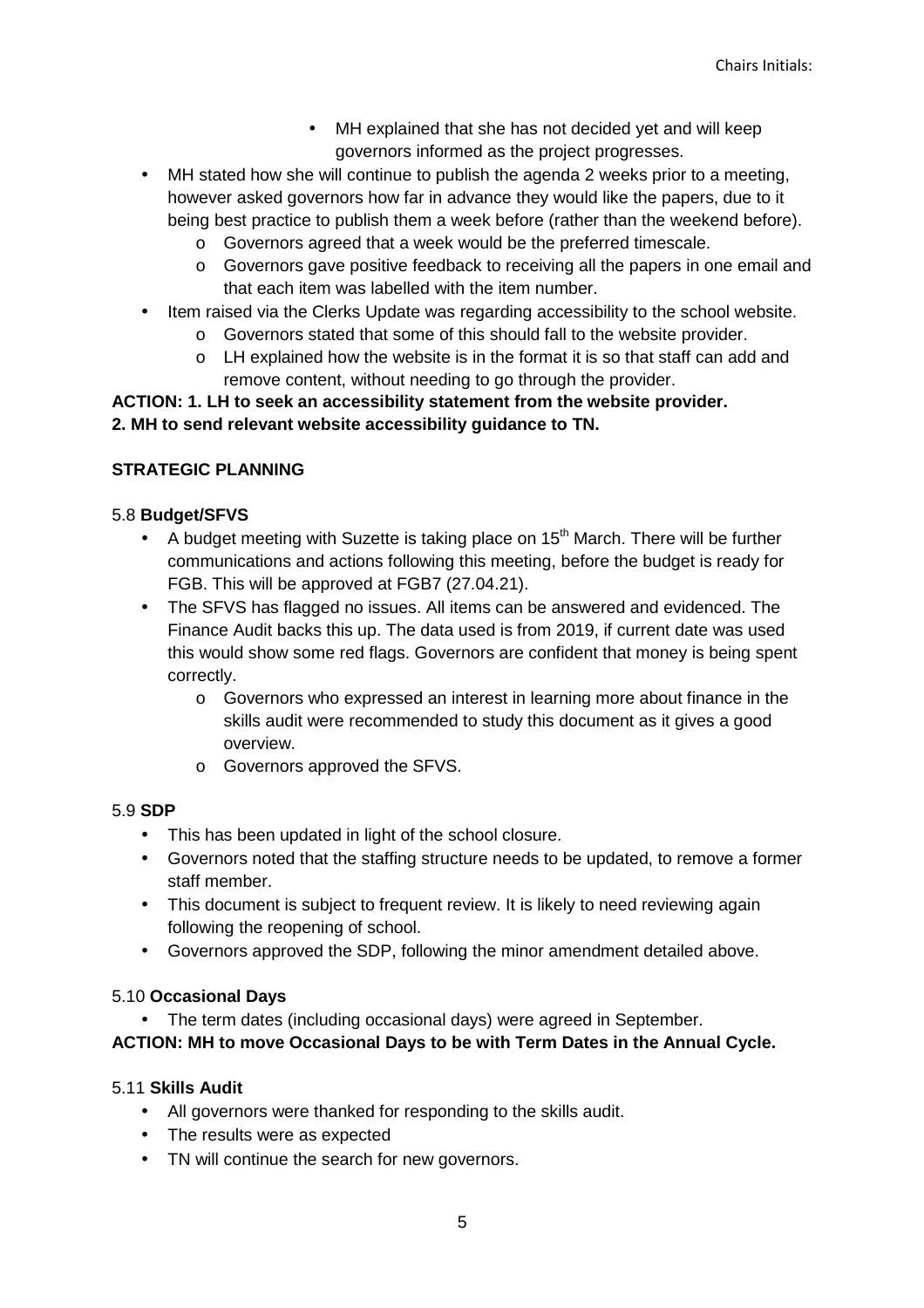- MH explained that she has not decided yet and will keep governors informed as the project progresses.

- MH stated how she will continue to publish the agenda 2 weeks prior to a meeting, however asked governors how far in advance they would like the papers, due to it being best practice to publish them a week before (rather than the weekend before).
  - Governors agreed that a week would be the preferred timescale.
  - Governors gave positive feedback to receiving all the papers in one email and that each item was labelled with the item number.
- Item raised via the Clerks Update was regarding accessibility to the school website.
  - Governors stated that some of this should fall to the website provider.
  - LH explained how the website is in the format it is so that staff can add and remove content, without needing to go through the provider.

**ACTION: 1. LH to seek an accessibility statement from the website provider.**
**2. MH to send relevant website accessibility guidance to TN.**

**STRATEGIC PLANNING**

5.8 **Budget/SFVS**

- A budget meeting with Suzette is taking place on 15th March. There will be further communications and actions following this meeting, before the budget is ready for FGB. This will be approved at FGB7 (27.04.21).
- The SFVS has flagged no issues. All items can be answered and evidenced. The Finance Audit backs this up. The data used is from 2019, if current date was used this would show some red flags. Governors are confident that money is being spent correctly.
  - Governors who expressed an interest in learning more about finance in the skills audit were recommended to study this document as it gives a good overview.
  - Governors approved the SFVS.

5.9 **SDP**

- This has been updated in light of the school closure.
- Governors noted that the staffing structure needs to be updated, to remove a former staff member.
- This document is subject to frequent review. It is likely to need reviewing again following the reopening of school.
- Governors approved the SDP, following the minor amendment detailed above.

5.10 **Occasional Days**

- The term dates (including occasional days) were agreed in September.

**ACTION: MH to move Occasional Days to be with Term Dates in the Annual Cycle.**

5.11 **Skills Audit**

- All governors were thanked for responding to the skills audit.
- The results were as expected
- TN will continue the search for new governors.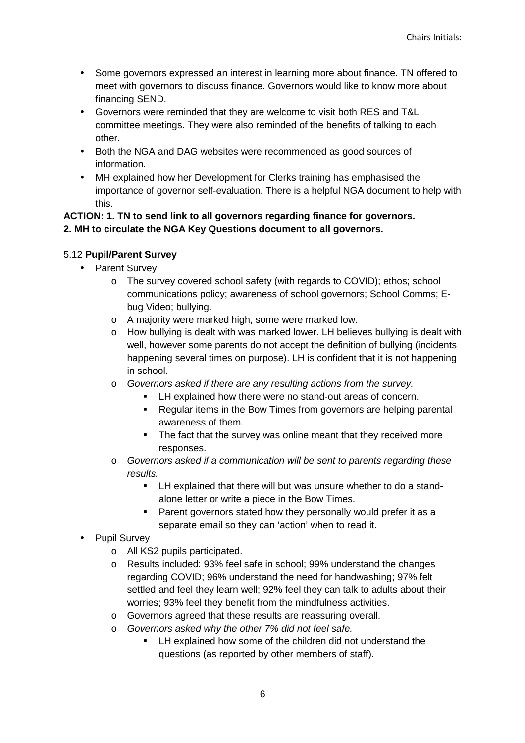- Some governors expressed an interest in learning more about finance. TN offered to meet with governors to discuss finance. Governors would like to know more about financing SEND.
- Governors were reminded that they are welcome to visit both RES and T&L committee meetings. They were also reminded of the benefits of talking to each other.
- Both the NGA and DAG websites were recommended as good sources of information.
- MH explained how her Development for Clerks training has emphasised the importance of governor self-evaluation. There is a helpful NGA document to help with this.

**ACTION: 1. TN to send link to all governors regarding finance for governors.**
**2. MH to circulate the NGA Key Questions document to all governors.**

5.12 **Pupil/Parent Survey**

- Parent Survey
  - The survey covered school safety (with regards to COVID); ethos; school communications policy; awareness of school governors; School Comms; E-bug Video; bullying.
  - A majority were marked high, some were marked low.
  - How bullying is dealt with was marked lower. LH believes bullying is dealt with well, however some parents do not accept the definition of bullying (incidents happening several times on purpose). LH is confident that it is not happening in school.
  - *Governors asked if there are any resulting actions from the survey.*
    - LH explained how there were no stand-out areas of concern.
    - Regular items in the Bow Times from governors are helping parental awareness of them.
    - The fact that the survey was online meant that they received more responses.
  - *Governors asked if a communication will be sent to parents regarding these results.*
    - LH explained that there will but was unsure whether to do a stand-alone letter or write a piece in the Bow Times.
    - Parent governors stated how they personally would prefer it as a separate email so they can 'action' when to read it.
- Pupil Survey
  - All KS2 pupils participated.
  - Results included: 93% feel safe in school; 99% understand the changes regarding COVID; 96% understand the need for handwashing; 97% felt settled and feel they learn well; 92% feel they can talk to adults about their worries; 93% feel they benefit from the mindfulness activities.
  - Governors agreed that these results are reassuring overall.
  - *Governors asked why the other 7% did not feel safe.*
    - LH explained how some of the children did not understand the questions (as reported by other members of staff).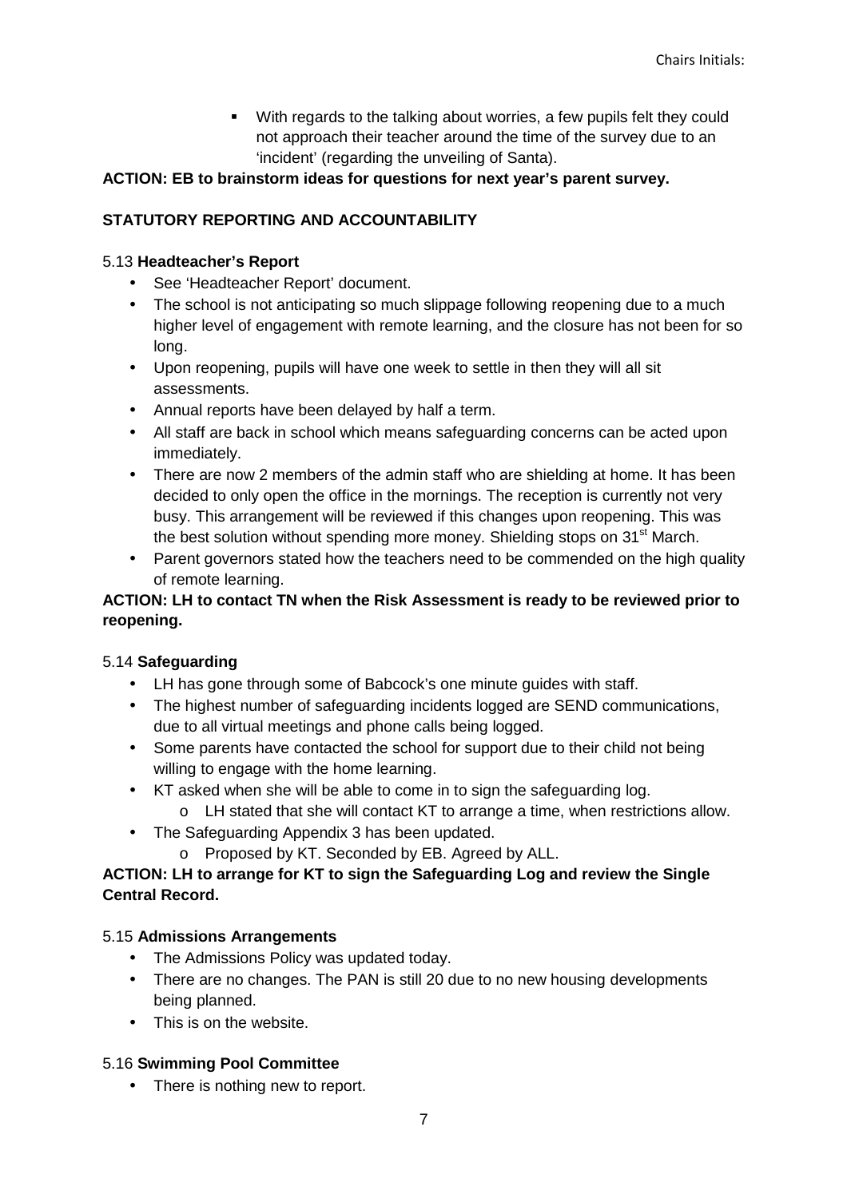- With regards to the talking about worries, a few pupils felt they could not approach their teacher around the time of the survey due to an 'incident' (regarding the unveiling of Santa).

**ACTION: EB to brainstorm ideas for questions for next year's parent survey.**

**STATUTORY REPORTING AND ACCOUNTABILITY**

5.13 **Headteacher's Report**

- See 'Headteacher Report' document.
- The school is not anticipating so much slippage following reopening due to a much higher level of engagement with remote learning, and the closure has not been for so long.
- Upon reopening, pupils will have one week to settle in then they will all sit assessments.
- Annual reports have been delayed by half a term.
- All staff are back in school which means safeguarding concerns can be acted upon immediately.
- There are now 2 members of the admin staff who are shielding at home. It has been decided to only open the office in the mornings. The reception is currently not very busy. This arrangement will be reviewed if this changes upon reopening. This was the best solution without spending more money. Shielding stops on 31st March.
- Parent governors stated how the teachers need to be commended on the high quality of remote learning.

**ACTION: LH to contact TN when the Risk Assessment is ready to be reviewed prior to reopening.**

5.14 **Safeguarding**

- LH has gone through some of Babcock's one minute guides with staff.
- The highest number of safeguarding incidents logged are SEND communications, due to all virtual meetings and phone calls being logged.
- Some parents have contacted the school for support due to their child not being willing to engage with the home learning.
- KT asked when she will be able to come in to sign the safeguarding log.
  - LH stated that she will contact KT to arrange a time, when restrictions allow.
- The Safeguarding Appendix 3 has been updated.
  - Proposed by KT. Seconded by EB. Agreed by ALL.

**ACTION: LH to arrange for KT to sign the Safeguarding Log and review the Single Central Record.**

5.15 **Admissions Arrangements**

- The Admissions Policy was updated today.
- There are no changes. The PAN is still 20 due to no new housing developments being planned.
- This is on the website.

5.16 **Swimming Pool Committee**

- There is nothing new to report.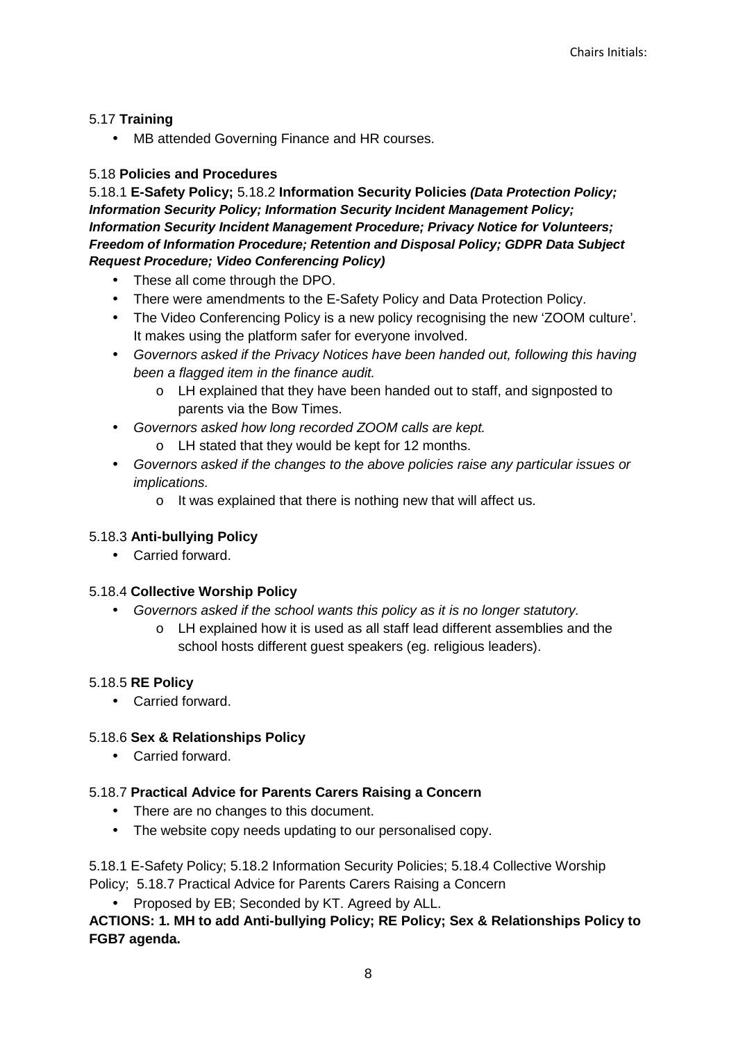5.17 **Training**

- MB attended Governing Finance and HR courses.

5.18 **Policies and Procedures**

5.18.1 **E-Safety Policy;** 5.18.2 **Information Security Policies *(Data Protection Policy; Information Security Policy; Information Security Incident Management Policy; Information Security Incident Management Procedure; Privacy Notice for Volunteers; Freedom of Information Procedure; Retention and Disposal Policy; GDPR Data Subject Request Procedure; Video Conferencing Policy)***

- These all come through the DPO.
- There were amendments to the E-Safety Policy and Data Protection Policy.
- The Video Conferencing Policy is a new policy recognising the new 'ZOOM culture'. It makes using the platform safer for everyone involved.
- *Governors asked if the Privacy Notices have been handed out, following this having been a flagged item in the finance audit.*
  - LH explained that they have been handed out to staff, and signposted to parents via the Bow Times.
- *Governors asked how long recorded ZOOM calls are kept.*
  - LH stated that they would be kept for 12 months.
- *Governors asked if the changes to the above policies raise any particular issues or implications.*
  - It was explained that there is nothing new that will affect us.

5.18.3 **Anti-bullying Policy**

- Carried forward.

5.18.4 **Collective Worship Policy**

- *Governors asked if the school wants this policy as it is no longer statutory.*
  - LH explained how it is used as all staff lead different assemblies and the school hosts different guest speakers (eg. religious leaders).

5.18.5 **RE Policy**

- Carried forward.

5.18.6 **Sex & Relationships Policy**

- Carried forward.

5.18.7 **Practical Advice for Parents Carers Raising a Concern**

- There are no changes to this document.
- The website copy needs updating to our personalised copy.

5.18.1 E-Safety Policy; 5.18.2 Information Security Policies; 5.18.4 Collective Worship Policy; 5.18.7 Practical Advice for Parents Carers Raising a Concern

- Proposed by EB; Seconded by KT. Agreed by ALL.

**ACTIONS: 1. MH to add Anti-bullying Policy; RE Policy; Sex & Relationships Policy to FGB7 agenda.**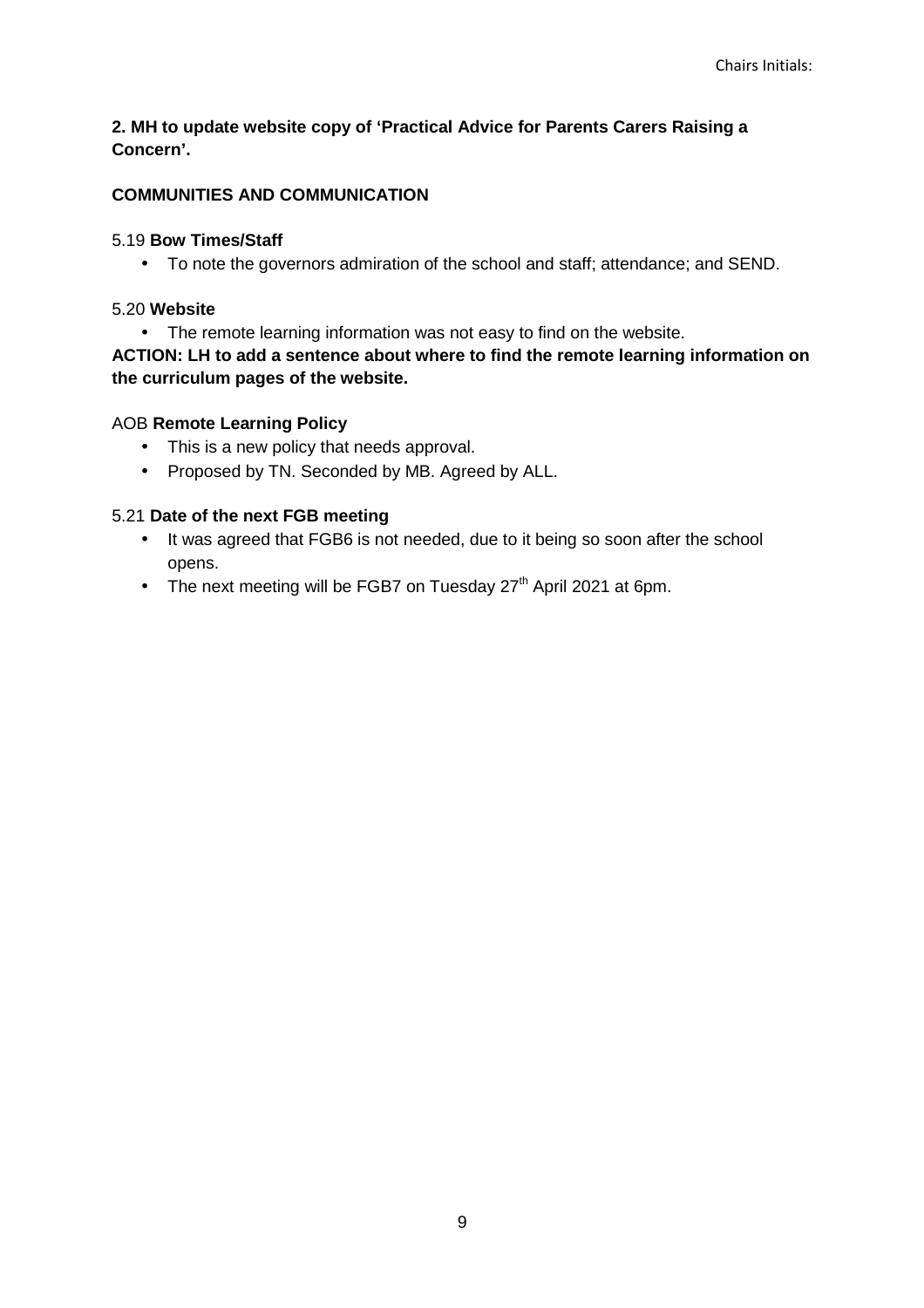**2. MH to update website copy of 'Practical Advice for Parents Carers Raising a Concern'.**

**COMMUNITIES AND COMMUNICATION**

5.19 **Bow Times/Staff**

- To note the governors admiration of the school and staff; attendance; and SEND.

5.20 **Website**

- The remote learning information was not easy to find on the website.

**ACTION: LH to add a sentence about where to find the remote learning information on the curriculum pages of the website.**

AOB **Remote Learning Policy**

- This is a new policy that needs approval.
- Proposed by TN. Seconded by MB. Agreed by ALL.

5.21 **Date of the next FGB meeting**

- It was agreed that FGB6 is not needed, due to it being so soon after the school opens.
- The next meeting will be FGB7 on Tuesday 27th April 2021 at 6pm.